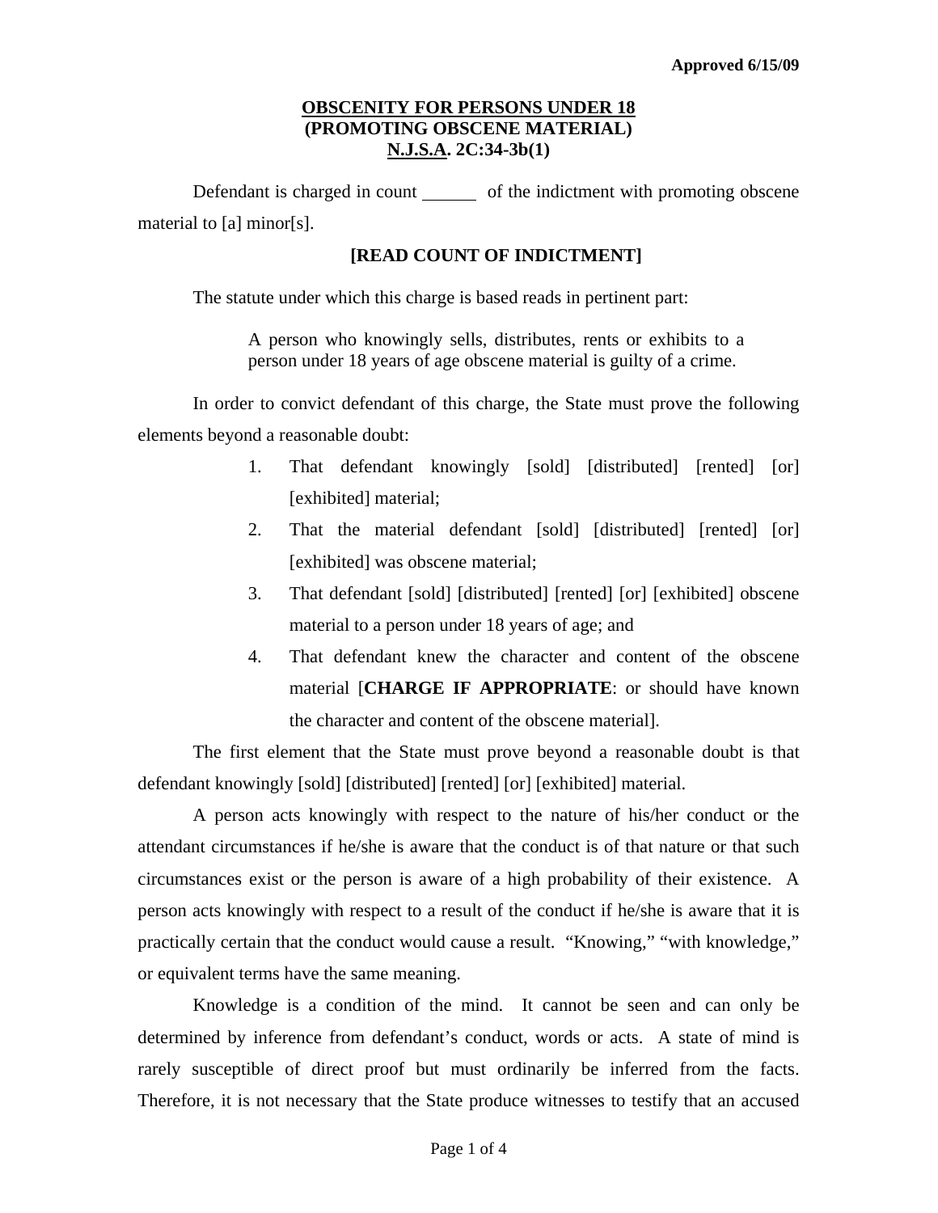**Approved 6/15/09**

# OBSCENITY FOR PERSONS UNDER 18
## (PROMOTING OBSCENE MATERIAL)
## N.J.S.A. 2C:34-3b(1)

Defendant is charged in count ______ of the indictment with promoting obscene material to [a] minor[s].

**[READ COUNT OF INDICTMENT]**

The statute under which this charge is based reads in pertinent part:

> A person who knowingly sells, distributes, rents or exhibits to a person under 18 years of age obscene material is guilty of a crime.

In order to convict defendant of this charge, the State must prove the following elements beyond a reasonable doubt:

1. That defendant knowingly [sold] [distributed] [rented] [or] [exhibited] material;
2. That the material defendant [sold] [distributed] [rented] [or] [exhibited] was obscene material;
3. That defendant [sold] [distributed] [rented] [or] [exhibited] obscene material to a person under 18 years of age; and
4. That defendant knew the character and content of the obscene material [**CHARGE IF APPROPRIATE**: or should have known the character and content of the obscene material].

The first element that the State must prove beyond a reasonable doubt is that defendant knowingly [sold] [distributed] [rented] [or] [exhibited] material.

A person acts knowingly with respect to the nature of his/her conduct or the attendant circumstances if he/she is aware that the conduct is of that nature or that such circumstances exist or the person is aware of a high probability of their existence. A person acts knowingly with respect to a result of the conduct if he/she is aware that it is practically certain that the conduct would cause a result. "Knowing," "with knowledge," or equivalent terms have the same meaning.

Knowledge is a condition of the mind. It cannot be seen and can only be determined by inference from defendant's conduct, words or acts. A state of mind is rarely susceptible of direct proof but must ordinarily be inferred from the facts. Therefore, it is not necessary that the State produce witnesses to testify that an accused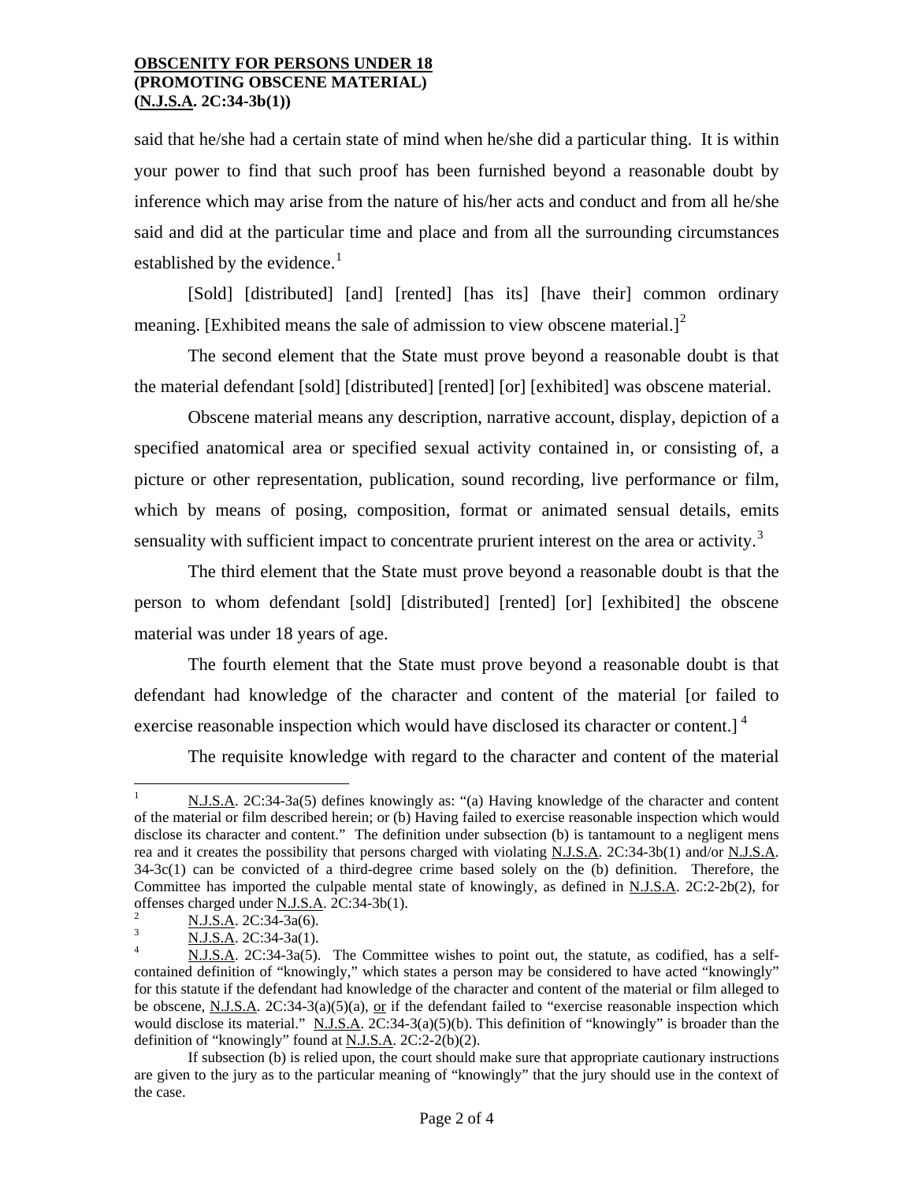said that he/she had a certain state of mind when he/she did a particular thing. It is within your power to find that such proof has been furnished beyond a reasonable doubt by inference which may arise from the nature of his/her acts and conduct and from all he/she said and did at the particular time and place and from all the surrounding circumstances established by the evidence.[1]

[Sold] [distributed] [and] [rented] [has its] [have their] common ordinary meaning. [Exhibited means the sale of admission to view obscene material.][2]

The second element that the State must prove beyond a reasonable doubt is that the material defendant [sold] [distributed] [rented] [or] [exhibited] was obscene material.

Obscene material means any description, narrative account, display, depiction of a specified anatomical area or specified sexual activity contained in, or consisting of, a picture or other representation, publication, sound recording, live performance or film, which by means of posing, composition, format or animated sensual details, emits sensuality with sufficient impact to concentrate prurient interest on the area or activity.[3]

The third element that the State must prove beyond a reasonable doubt is that the person to whom defendant [sold] [distributed] [rented] [or] [exhibited] the obscene material was under 18 years of age.

The fourth element that the State must prove beyond a reasonable doubt is that defendant had knowledge of the character and content of the material [or failed to exercise reasonable inspection which would have disclosed its character or content.] [4]

The requisite knowledge with regard to the character and content of the material

---

[1] N.J.S.A. 2C:34-3a(5) defines knowingly as: "(a) Having knowledge of the character and content of the material or film described herein; or (b) Having failed to exercise reasonable inspection which would disclose its character and content." The definition under subsection (b) is tantamount to a negligent mens rea and it creates the possibility that persons charged with violating N.J.S.A. 2C:34-3b(1) and/or N.J.S.A. 34-3c(1) can be convicted of a third-degree crime based solely on the (b) definition. Therefore, the Committee has imported the culpable mental state of knowingly, as defined in N.J.S.A. 2C:2-2b(2), for offenses charged under N.J.S.A. 2C:34-3b(1).

[2] N.J.S.A. 2C:34-3a(6).

[3] N.J.S.A. 2C:34-3a(1).

[4] N.J.S.A. 2C:34-3a(5). The Committee wishes to point out, the statute, as codified, has a self-contained definition of "knowingly," which states a person may be considered to have acted "knowingly" for this statute if the defendant had knowledge of the character and content of the material or film alleged to be obscene, N.J.S.A. 2C:34-3(a)(5)(a), or if the defendant failed to "exercise reasonable inspection which would disclose its material." N.J.S.A. 2C:34-3(a)(5)(b). This definition of "knowingly" is broader than the definition of "knowingly" found at N.J.S.A. 2C:2-2(b)(2).

If subsection (b) is relied upon, the court should make sure that appropriate cautionary instructions are given to the jury as to the particular meaning of "knowingly" that the jury should use in the context of the case.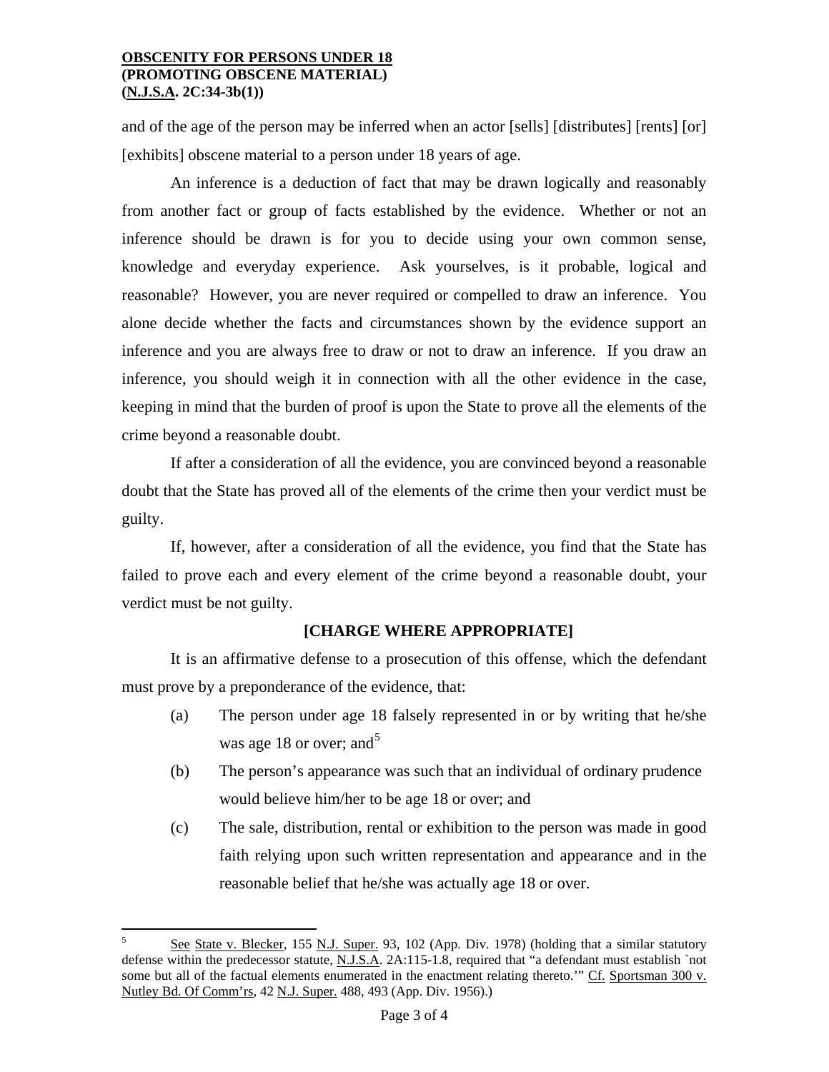and of the age of the person may be inferred when an actor [sells] [distributes] [rents] [or] [exhibits] obscene material to a person under 18 years of age.

An inference is a deduction of fact that may be drawn logically and reasonably from another fact or group of facts established by the evidence. Whether or not an inference should be drawn is for you to decide using your own common sense, knowledge and everyday experience. Ask yourselves, is it probable, logical and reasonable? However, you are never required or compelled to draw an inference. You alone decide whether the facts and circumstances shown by the evidence support an inference and you are always free to draw or not to draw an inference. If you draw an inference, you should weigh it in connection with all the other evidence in the case, keeping in mind that the burden of proof is upon the State to prove all the elements of the crime beyond a reasonable doubt.

If after a consideration of all the evidence, you are convinced beyond a reasonable doubt that the State has proved all of the elements of the crime then your verdict must be guilty.

If, however, after a consideration of all the evidence, you find that the State has failed to prove each and every element of the crime beyond a reasonable doubt, your verdict must be not guilty.

**[CHARGE WHERE APPROPRIATE]**

It is an affirmative defense to a prosecution of this offense, which the defendant must prove by a preponderance of the evidence, that:

(a) The person under age 18 falsely represented in or by writing that he/she was age 18 or over; and[5]

(b) The person's appearance was such that an individual of ordinary prudence would believe him/her to be age 18 or over; and

(c) The sale, distribution, rental or exhibition to the person was made in good faith relying upon such written representation and appearance and in the reasonable belief that he/she was actually age 18 or over.

---

[5] See State v. Blecker, 155 N.J. Super. 93, 102 (App. Div. 1978) (holding that a similar statutory defense within the predecessor statute, N.J.S.A. 2A:115-1.8, required that "a defendant must establish `not some but all of the factual elements enumerated in the enactment relating thereto.'" Cf. Sportsman 300 v. Nutley Bd. Of Comm'rs, 42 N.J. Super. 488, 493 (App. Div. 1956).)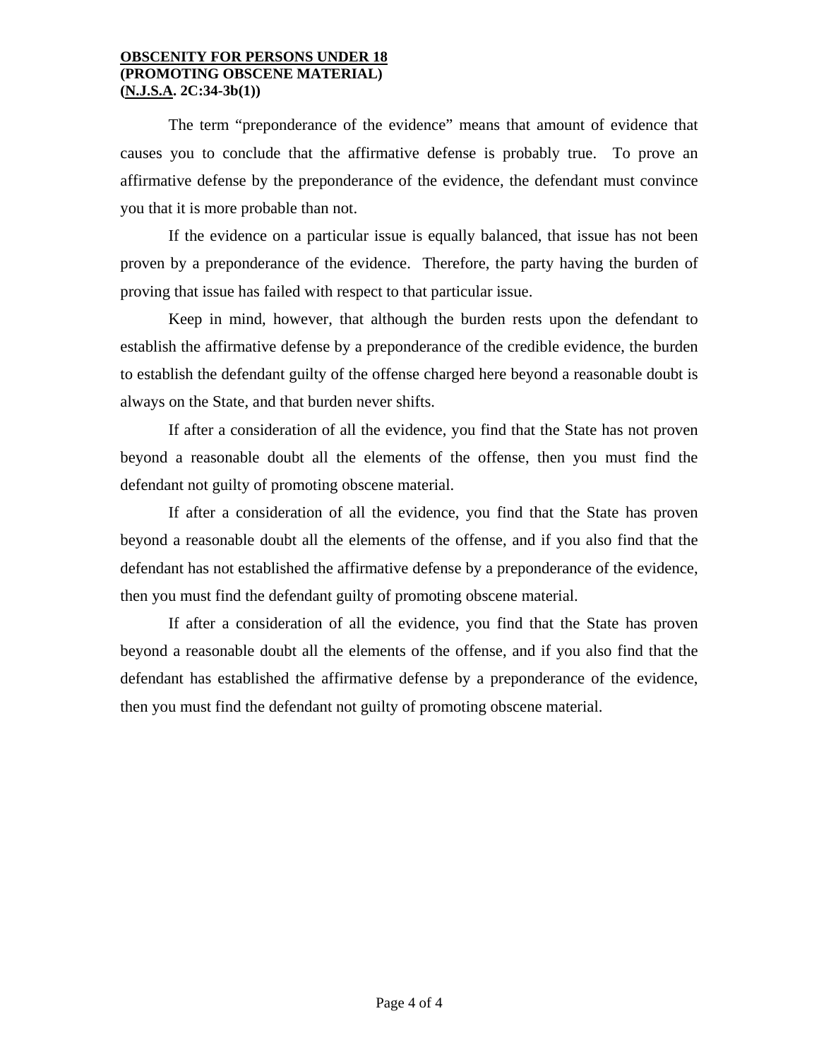The term "preponderance of the evidence" means that amount of evidence that causes you to conclude that the affirmative defense is probably true. To prove an affirmative defense by the preponderance of the evidence, the defendant must convince you that it is more probable than not.

If the evidence on a particular issue is equally balanced, that issue has not been proven by a preponderance of the evidence. Therefore, the party having the burden of proving that issue has failed with respect to that particular issue.

Keep in mind, however, that although the burden rests upon the defendant to establish the affirmative defense by a preponderance of the credible evidence, the burden to establish the defendant guilty of the offense charged here beyond a reasonable doubt is always on the State, and that burden never shifts.

If after a consideration of all the evidence, you find that the State has not proven beyond a reasonable doubt all the elements of the offense, then you must find the defendant not guilty of promoting obscene material.

If after a consideration of all the evidence, you find that the State has proven beyond a reasonable doubt all the elements of the offense, and if you also find that the defendant has not established the affirmative defense by a preponderance of the evidence, then you must find the defendant guilty of promoting obscene material.

If after a consideration of all the evidence, you find that the State has proven beyond a reasonable doubt all the elements of the offense, and if you also find that the defendant has established the affirmative defense by a preponderance of the evidence, then you must find the defendant not guilty of promoting obscene material.